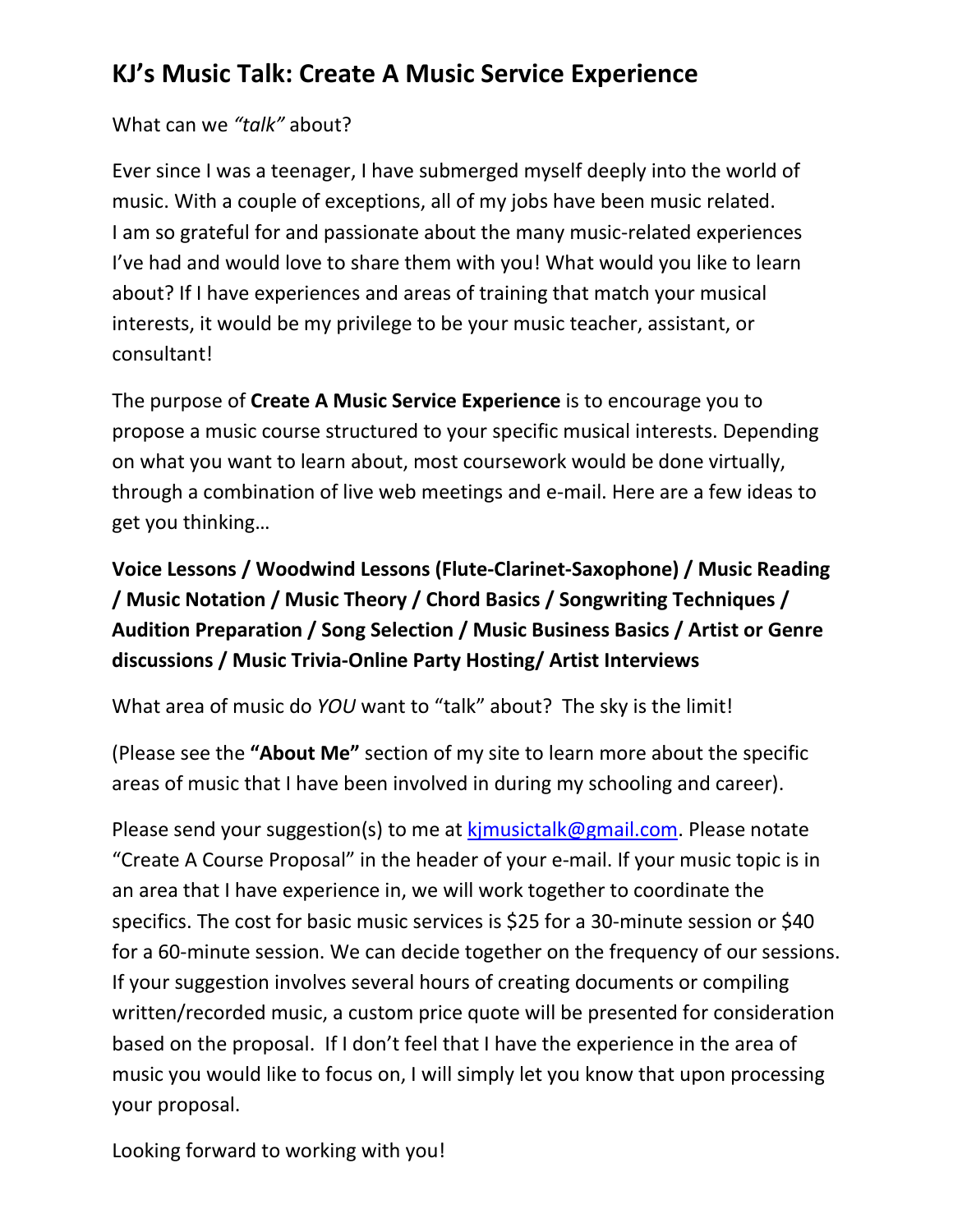## KJ's Music Talk: Create A Music Service Experience

What can we *"talk"* about?

Ever since I was a teenager, I have submerged myself deeply into the world of music. With a couple of exceptions, all of my jobs have been music related. I am so grateful for and passionate about the many music-related experiences I've had and would love to share them with you! What would you like to learn about? If I have experiences and areas of training that match your musical interests, it would be my privilege to be your music teacher, assistant, or consultant!

The purpose of **Create A Music Service Experience** is to encourage you to propose a music course structured to your specific musical interests. Depending on what you want to learn about, most coursework would be done virtually, through a combination of live web meetings and e-mail. Here are a few ideas to get you thinking…

**Voice Lessons / Woodwind Lessons (Flute-Clarinet-Saxophone) / Music Reading / Music Notation / Music Theory / Chord Basics / Songwriting Techniques / Audition Preparation / Song Selection / Music Business Basics / Artist or Genre discussions / Music Trivia-Online Party Hosting/ Artist Interviews**

What area of music do *YOU* want to "talk" about? The sky is the limit!

(Please see the **"About Me"** section of my site to learn more about the specific areas of music that I have been involved in during my schooling and career).

Please send your suggestion(s) to me at kjmusictalk@gmail.com. Please notate "Create A Course Proposal" in the header of your e-mail. If your music topic is in an area that I have experience in, we will work together to coordinate the specifics. The cost for basic music services is $25 for a 30-minute session or $40 for a 60-minute session. We can decide together on the frequency of our sessions. If your suggestion involves several hours of creating documents or compiling written/recorded music, a custom price quote will be presented for consideration based on the proposal. If I don't feel that I have the experience in the area of music you would like to focus on, I will simply let you know that upon processing your proposal.

Looking forward to working with you!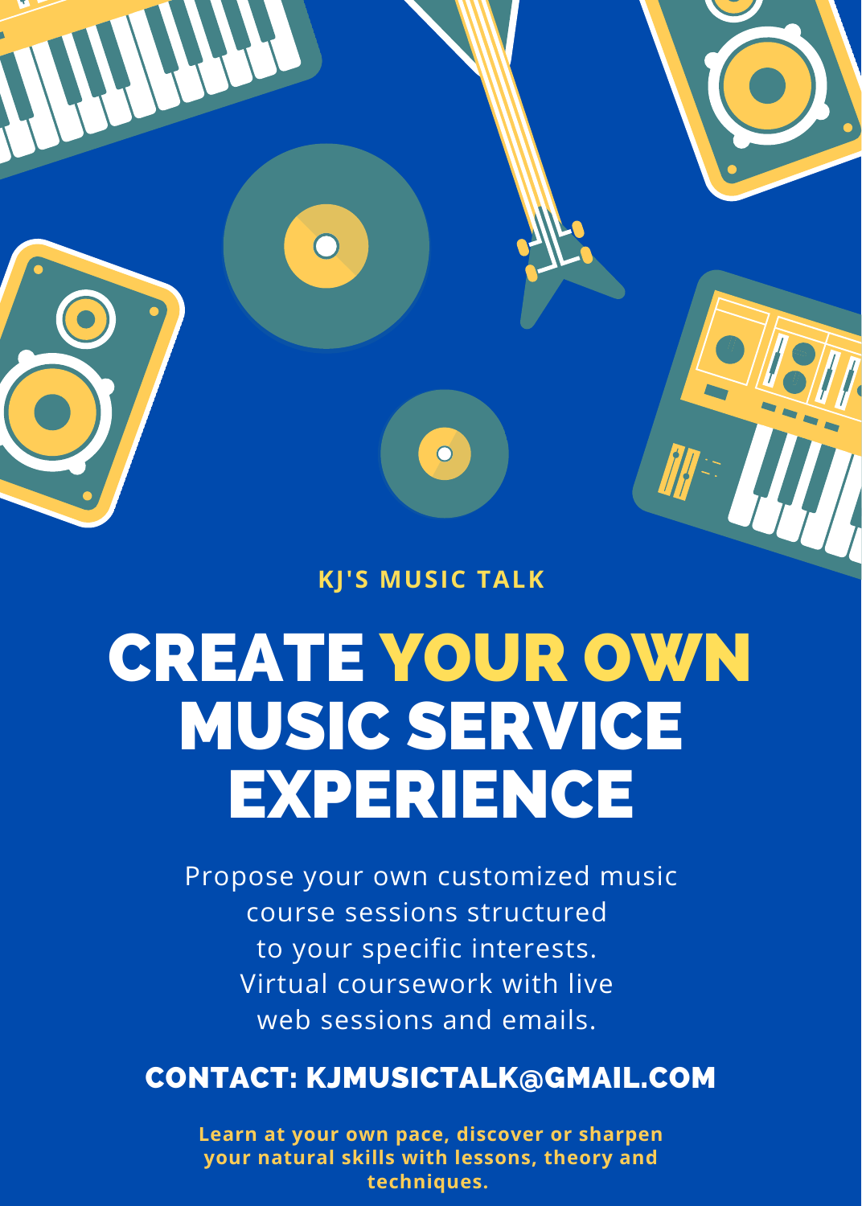KJ'S MUSIC TALK

# CREATE YOUR OWN MUSIC SERVICE EXPERIENCE

Propose your own customized music course sessions structured to your specific interests. Virtual coursework with live web sessions and emails.

## CONTACT: KJMUSICTALK@GMAIL.COM

**Learn at your own pace, discover or sharpen your natural skills with lessons, theory and techniques.**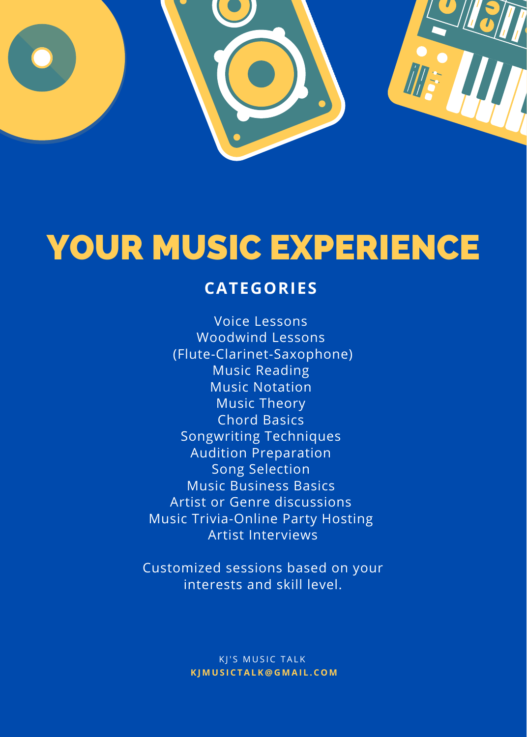# YOUR MUSIC EXPERIENCE

## CATEGORIES

Voice Lessons
Woodwind Lessons
(Flute-Clarinet-Saxophone)
Music Reading
Music Notation
Music Theory
Chord Basics
Songwriting Techniques
Audition Preparation
Song Selection
Music Business Basics
Artist or Genre discussions
Music Trivia-Online Party Hosting
Artist Interviews

Customized sessions based on your interests and skill level.

KJ'S MUSIC TALK
**KJMUSICTALK@GMAIL.COM**